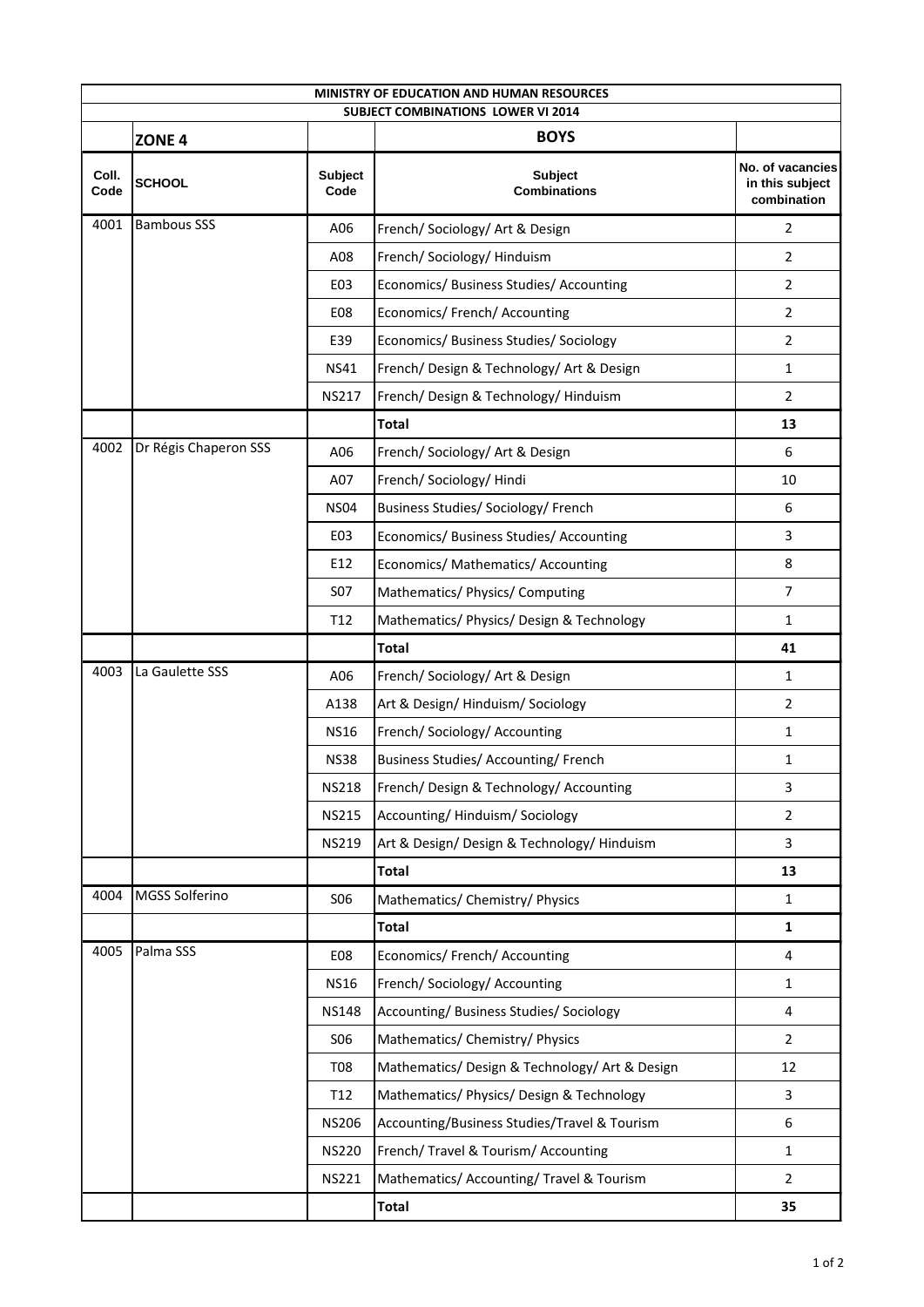| MINISTRY OF EDUCATION AND HUMAN RESOURCES | | | | |
|---|---|---|---|---|
| SUBJECT COMBINATIONS LOWER VI 2014 | | | | |
| | **ZONE 4** | | **BOYS** | |
| **Coll. Code** | **SCHOOL** | **Subject Code** | **Subject Combinations** | **No. of vacancies in this subject combination** |
| 4001 | Bambous SSS | A06 | French/ Sociology/ Art & Design | 2 |
| | | A08 | French/ Sociology/ Hinduism | 2 |
| | | E03 | Economics/ Business Studies/ Accounting | 2 |
| | | E08 | Economics/ French/ Accounting | 2 |
| | | E39 | Economics/ Business Studies/ Sociology | 2 |
| | | NS41 | French/ Design & Technology/ Art & Design | 1 |
| | | NS217 | French/ Design & Technology/ Hinduism | 2 |
| | | | **Total** | **13** |
| 4002 | Dr Régis Chaperon SSS | A06 | French/ Sociology/ Art & Design | 6 |
| | | A07 | French/ Sociology/ Hindi | 10 |
| | | NS04 | Business Studies/ Sociology/ French | 6 |
| | | E03 | Economics/ Business Studies/ Accounting | 3 |
| | | E12 | Economics/ Mathematics/ Accounting | 8 |
| | | S07 | Mathematics/ Physics/ Computing | 7 |
| | | T12 | Mathematics/ Physics/ Design & Technology | 1 |
| | | | **Total** | **41** |
| 4003 | La Gaulette SSS | A06 | French/ Sociology/ Art & Design | 1 |
| | | A138 | Art & Design/ Hinduism/ Sociology | 2 |
| | | NS16 | French/ Sociology/ Accounting | 1 |
| | | NS38 | Business Studies/ Accounting/ French | 1 |
| | | NS218 | French/ Design & Technology/ Accounting | 3 |
| | | NS215 | Accounting/ Hinduism/ Sociology | 2 |
| | | NS219 | Art & Design/ Design & Technology/ Hinduism | 3 |
| | | | **Total** | **13** |
| 4004 | MGSS Solferino | S06 | Mathematics/ Chemistry/ Physics | 1 |
| | | | **Total** | **1** |
| 4005 | Palma SSS | E08 | Economics/ French/ Accounting | 4 |
| | | NS16 | French/ Sociology/ Accounting | 1 |
| | | NS148 | Accounting/ Business Studies/ Sociology | 4 |
| | | S06 | Mathematics/ Chemistry/ Physics | 2 |
| | | T08 | Mathematics/ Design & Technology/ Art & Design | 12 |
| | | T12 | Mathematics/ Physics/ Design & Technology | 3 |
| | | NS206 | Accounting/Business Studies/Travel & Tourism | 6 |
| | | NS220 | French/ Travel & Tourism/ Accounting | 1 |
| | | NS221 | Mathematics/ Accounting/ Travel & Tourism | 2 |
| | | | **Total** | **35** |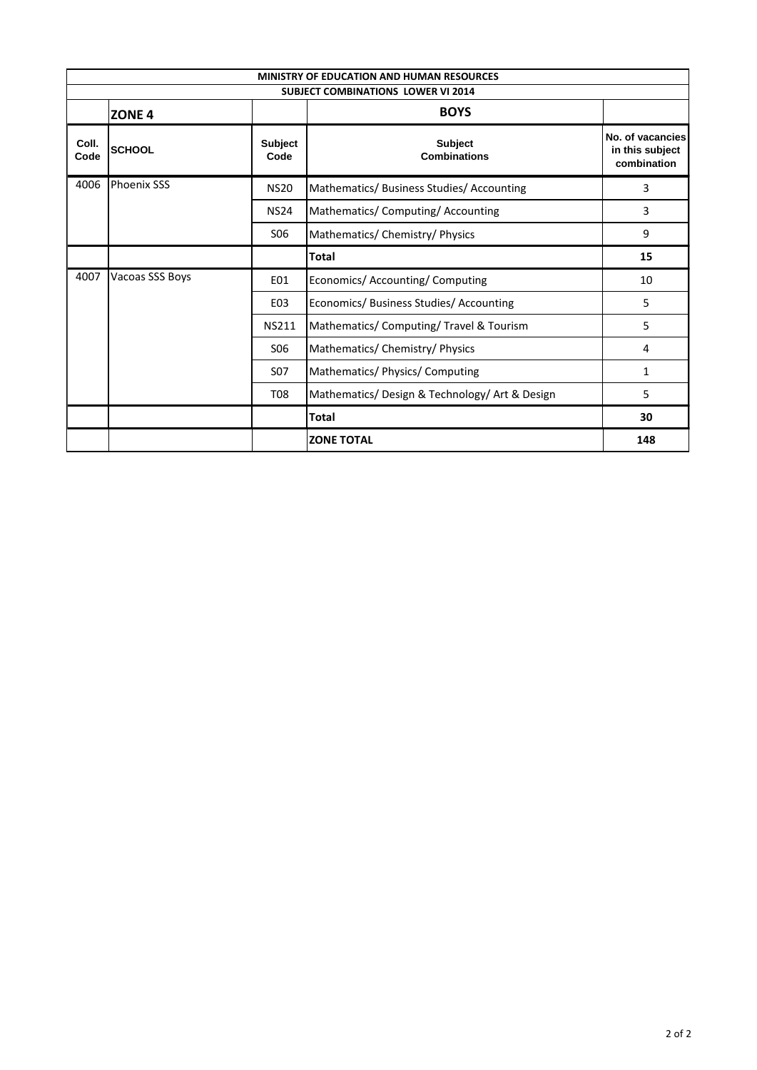| MINISTRY OF EDUCATION AND HUMAN RESOURCES | | | | |
|---|---|---|---|---|
| SUBJECT COMBINATIONS LOWER VI 2014 | | | | |
| | ZONE 4 | | BOYS | |
| Coll. Code | SCHOOL | Subject Code | Subject Combinations | No. of vacancies in this subject combination |
| 4006 | Phoenix SSS | NS20 | Mathematics/ Business Studies/ Accounting | 3 |
| | | NS24 | Mathematics/ Computing/ Accounting | 3 |
| | | S06 | Mathematics/ Chemistry/ Physics | 9 |
| | | | **Total** | **15** |
| 4007 | Vacoas SSS Boys | E01 | Economics/ Accounting/ Computing | 10 |
| | | E03 | Economics/ Business Studies/ Accounting | 5 |
| | | NS211 | Mathematics/ Computing/ Travel & Tourism | 5 |
| | | S06 | Mathematics/ Chemistry/ Physics | 4 |
| | | S07 | Mathematics/ Physics/ Computing | 1 |
| | | T08 | Mathematics/ Design & Technology/ Art & Design | 5 |
| | | | **Total** | **30** |
| | | | **ZONE TOTAL** | **148** |